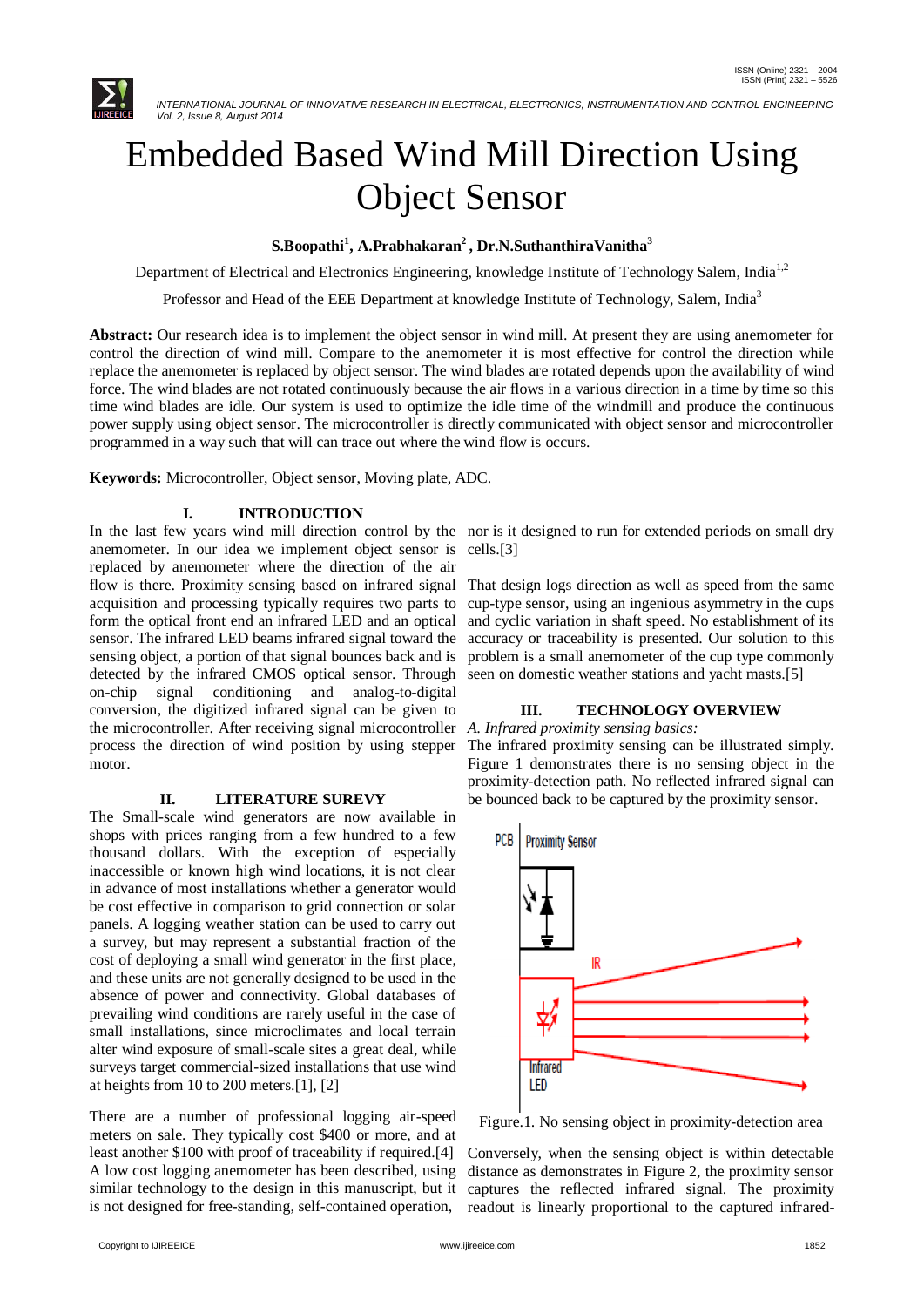# Embedded Based Wind Mill Direction Using Object Sensor

**S.Boopathi[1], A.Prabhakaran[2] , Dr.N.SuthanthiraVanitha[3]**

Department of Electrical and Electronics Engineering, knowledge Institute of Technology Salem, India[1,2]

Professor and Head of the EEE Department at knowledge Institute of Technology, Salem, India[3]

**Abstract:** Our research idea is to implement the object sensor in wind mill. At present they are using anemometer for control the direction of wind mill. Compare to the anemometer it is most effective for control the direction while replace the anemometer is replaced by object sensor. The wind blades are rotated depends upon the availability of wind force. The wind blades are not rotated continuously because the air flows in a various direction in a time by time so this time wind blades are idle. Our system is used to optimize the idle time of the windmill and produce the continuous power supply using object sensor. The microcontroller is directly communicated with object sensor and microcontroller programmed in a way such that will can trace out where the wind flow is occurs.

**Keywords:** Microcontroller, Object sensor, Moving plate, ADC.

## I. INTRODUCTION

In the last few years wind mill direction control by the anemometer. In our idea we implement object sensor is replaced by anemometer where the direction of the air flow is there. Proximity sensing based on infrared signal acquisition and processing typically requires two parts to form the optical front end an infrared LED and an optical sensor. The infrared LED beams infrared signal toward the sensing object, a portion of that signal bounces back and is detected by the infrared CMOS optical sensor. Through on-chip signal conditioning and analog-to-digital conversion, the digitized infrared signal can be given to the microcontroller. After receiving signal microcontroller process the direction of wind position by using stepper motor.

## II. LITERATURE SUREVY

The Small-scale wind generators are now available in shops with prices ranging from a few hundred to a few thousand dollars. With the exception of especially inaccessible or known high wind locations, it is not clear in advance of most installations whether a generator would be cost effective in comparison to grid connection or solar panels. A logging weather station can be used to carry out a survey, but may represent a substantial fraction of the cost of deploying a small wind generator in the first place, and these units are not generally designed to be used in the absence of power and connectivity. Global databases of prevailing wind conditions are rarely useful in the case of small installations, since microclimates and local terrain alter wind exposure of small-scale sites a great deal, while surveys target commercial-sized installations that use wind at heights from 10 to 200 meters.[1], [2]

There are a number of professional logging air-speed meters on sale. They typically cost $400 or more, and at least another $100 with proof of traceability if required.[4] A low cost logging anemometer has been described, using similar technology to the design in this manuscript, but it is not designed for free-standing, self-contained operation, nor is it designed to run for extended periods on small dry cells.[3]

That design logs direction as well as speed from the same cup-type sensor, using an ingenious asymmetry in the cups and cyclic variation in shaft speed. No establishment of its accuracy or traceability is presented. Our solution to this problem is a small anemometer of the cup type commonly seen on domestic weather stations and yacht masts.[5]

## III. TECHNOLOGY OVERVIEW

*A. Infrared proximity sensing basics:*

The infrared proximity sensing can be illustrated simply. Figure 1 demonstrates there is no sensing object in the proximity-detection path. No reflected infrared signal can be bounced back to be captured by the proximity sensor.

Figure.1. No sensing object in proximity-detection area

Conversely, when the sensing object is within detectable distance as demonstrates in Figure 2, the proximity sensor captures the reflected infrared signal. The proximity readout is linearly proportional to the captured infrared-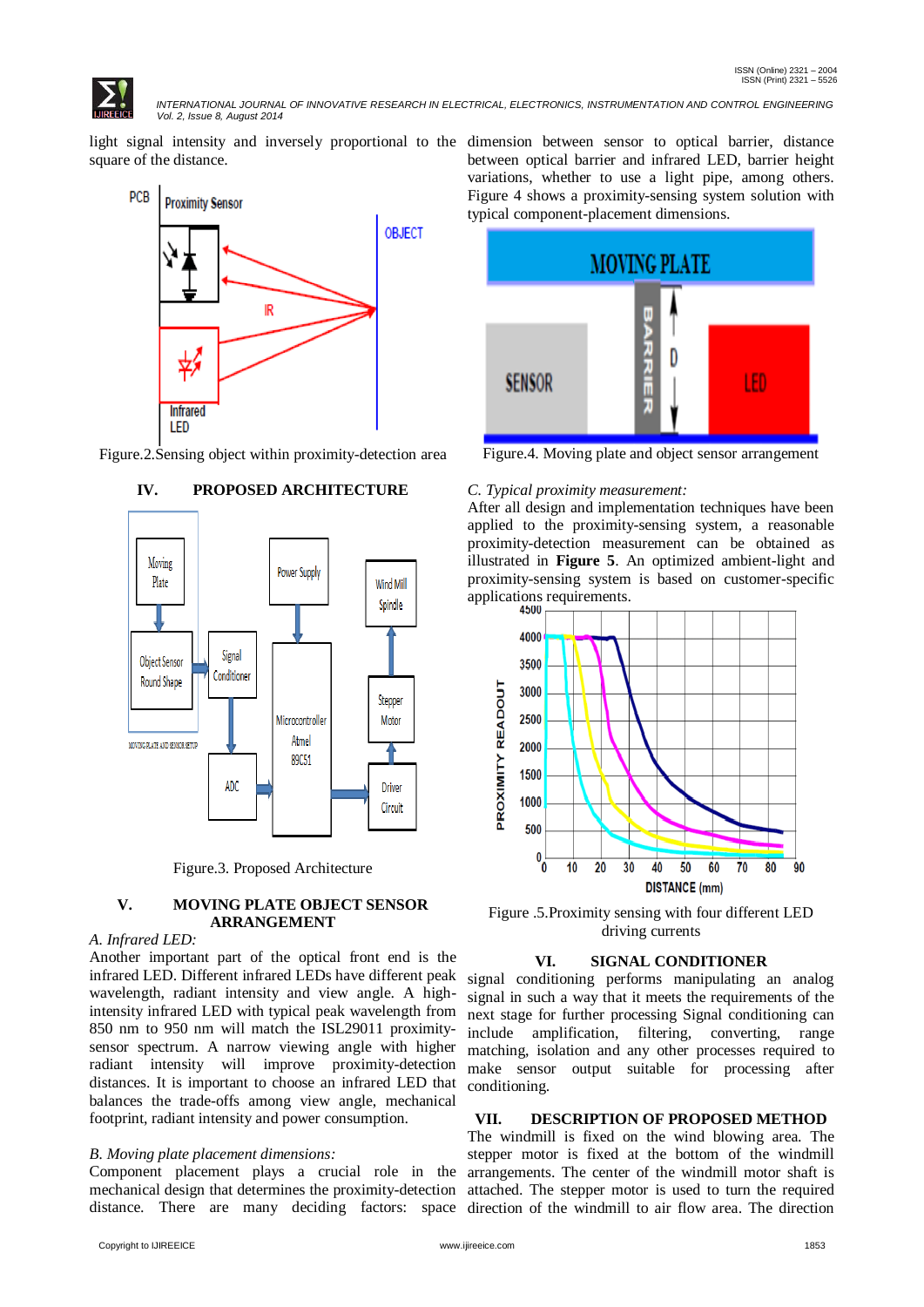light signal intensity and inversely proportional to the square of the distance.

Figure.2.Sensing object within proximity-detection area

## IV. PROPOSED ARCHITECTURE

Figure.3. Proposed Architecture

## V. MOVING PLATE OBJECT SENSOR ARRANGEMENT

### A. Infrared LED:

Another important part of the optical front end is the infrared LED. Different infrared LEDs have different peak wavelength, radiant intensity and view angle. A high-intensity infrared LED with typical peak wavelength from 850 nm to 950 nm will match the ISL29011 proximity-sensor spectrum. A narrow viewing angle with higher radiant intensity will improve proximity-detection distances. It is important to choose an infrared LED that balances the trade-offs among view angle, mechanical footprint, radiant intensity and power consumption.

### B. Moving plate placement dimensions:

Component placement plays a crucial role in the mechanical design that determines the proximity-detection distance. There are many deciding factors: space dimension between sensor to optical barrier, distance between optical barrier and infrared LED, barrier height variations, whether to use a light pipe, among others. Figure 4 shows a proximity-sensing system solution with typical component-placement dimensions.

Figure.4. Moving plate and object sensor arrangement

### C. Typical proximity measurement:

After all design and implementation techniques have been applied to the proximity-sensing system, a reasonable proximity-detection measurement can be obtained as illustrated in **Figure 5**. An optimized ambient-light and proximity-sensing system is based on customer-specific applications requirements.

Figure .5.Proximity sensing with four different LED driving currents

## VI. SIGNAL CONDITIONER

signal conditioning performs manipulating an analog signal in such a way that it meets the requirements of the next stage for further processing Signal conditioning can include amplification, filtering, converting, range matching, isolation and any other processes required to make sensor output suitable for processing after conditioning.

## VII. DESCRIPTION OF PROPOSED METHOD

The windmill is fixed on the wind blowing area. The stepper motor is fixed at the bottom of the windmill arrangements. The center of the windmill motor shaft is attached. The stepper motor is used to turn the required direction of the windmill to air flow area. The direction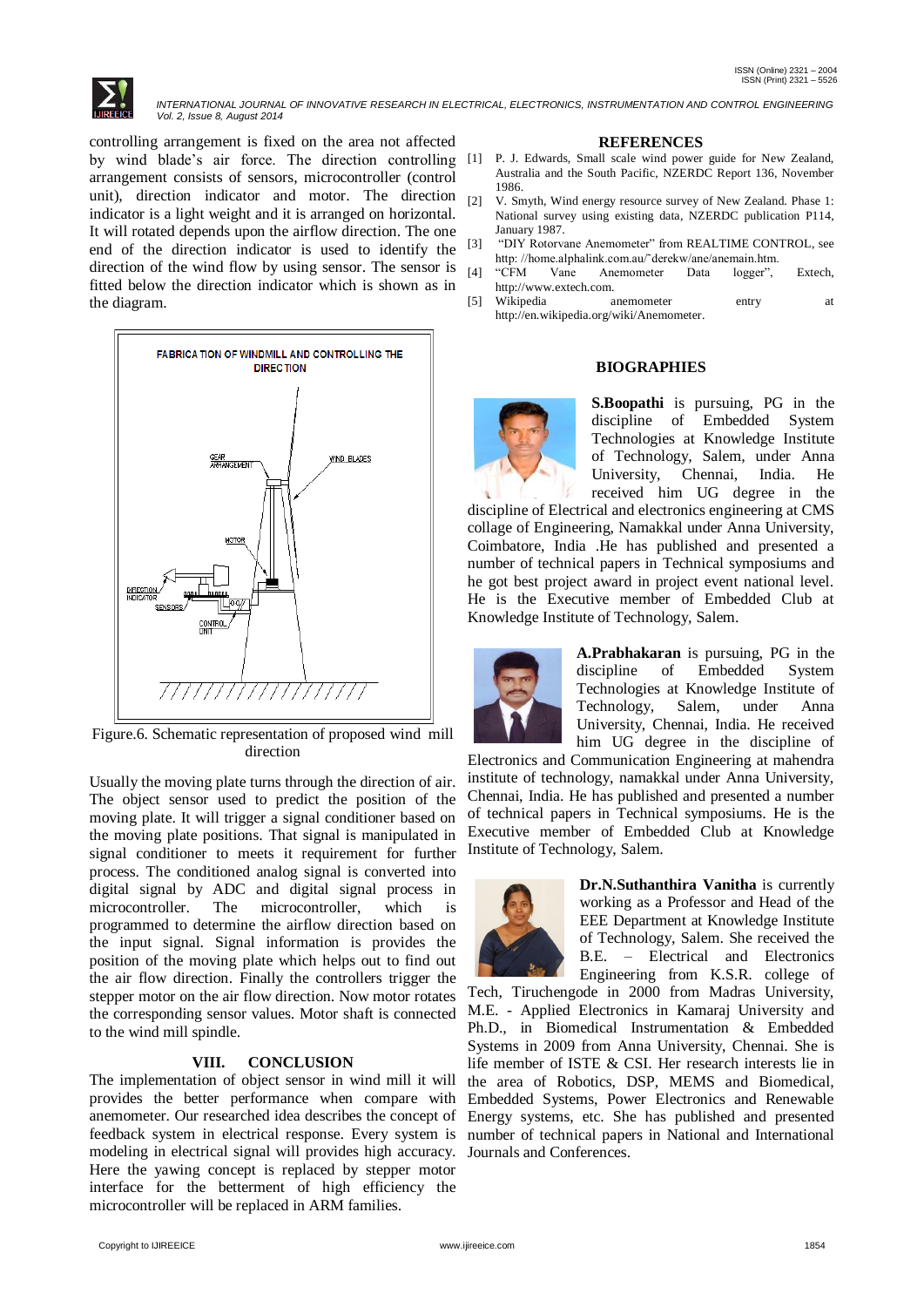controlling arrangement is fixed on the area not affected by wind blade's air force. The direction controlling arrangement consists of sensors, microcontroller (control unit), direction indicator and motor. The direction indicator is a light weight and it is arranged on horizontal. It will rotated depends upon the airflow direction. The one end of the direction indicator is used to identify the direction of the wind flow by using sensor. The sensor is fitted below the direction indicator which is shown as in the diagram.

FABRICATION OF WINDMILL AND CONTROLLING THE DIRECTION

GEAR ARRANGEMENT

WIND BLADES

MOTOR

DIRECTION INDICATOR

SENSORS

CONTROL UNIT

Figure.6. Schematic representation of proposed wind mill direction

Usually the moving plate turns through the direction of air. The object sensor used to predict the position of the moving plate. It will trigger a signal conditioner based on the moving plate positions. That signal is manipulated in signal conditioner to meets it requirement for further process. The conditioned analog signal is converted into digital signal by ADC and digital signal process in microcontroller. The microcontroller, which is programmed to determine the airflow direction based on the input signal. Signal information is provides the position of the moving plate which helps out to find out the air flow direction. Finally the controllers trigger the stepper motor on the air flow direction. Now motor rotates the corresponding sensor values. Motor shaft is connected to the wind mill spindle.

## VIII. CONCLUSION

The implementation of object sensor in wind mill it will provides the better performance when compare with anemometer. Our researched idea describes the concept of feedback system in electrical response. Every system is modeling in electrical signal will provides high accuracy. Here the yawing concept is replaced by stepper motor interface for the betterment of high efficiency the microcontroller will be replaced in ARM families.

## REFERENCES

[1] P. J. Edwards, Small scale wind power guide for New Zealand, Australia and the South Pacific, NZERDC Report 136, November 1986.

[2] V. Smyth, Wind energy resource survey of New Zealand. Phase 1: National survey using existing data, NZERDC publication P114, January 1987.

[3] "DIY Rotorvane Anemometer" from REALTIME CONTROL, see http: //home.alphalink.com.au/~derekw/ane/anemain.htm.

[4] "CFM Vane Anemometer Data logger", Extech, http://www.extech.com.

[5] Wikipedia anemometer entry at http://en.wikipedia.org/wiki/Anemometer.

## BIOGRAPHIES

**S.Boopathi** is pursuing, PG in the discipline of Embedded System Technologies at Knowledge Institute of Technology, Salem, under Anna University, Chennai, India. He received him UG degree in the discipline of Electrical and electronics engineering at CMS collage of Engineering, Namakkal under Anna University, Coimbatore, India .He has published and presented a number of technical papers in Technical symposiums and he got best project award in project event national level. He is the Executive member of Embedded Club at Knowledge Institute of Technology, Salem.

**A.Prabhakaran** is pursuing, PG in the discipline of Embedded System Technologies at Knowledge Institute of Technology, Salem, under Anna University, Chennai, India. He received him UG degree in the discipline of Electronics and Communication Engineering at mahendra institute of technology, namakkal under Anna University, Chennai, India. He has published and presented a number of technical papers in Technical symposiums. He is the Executive member of Embedded Club at Knowledge Institute of Technology, Salem.

**Dr.N.Suthanthira Vanitha** is currently working as a Professor and Head of the EEE Department at Knowledge Institute of Technology, Salem. She received the B.E. – Electrical and Electronics Engineering from K.S.R. college of Tech, Tiruchengode in 2000 from Madras University, M.E. - Applied Electronics in Kamaraj University and Ph.D., in Biomedical Instrumentation & Embedded Systems in 2009 from Anna University, Chennai. She is life member of ISTE & CSI. Her research interests lie in the area of Robotics, DSP, MEMS and Biomedical, Embedded Systems, Power Electronics and Renewable Energy systems, etc. She has published and presented number of technical papers in National and International Journals and Conferences.